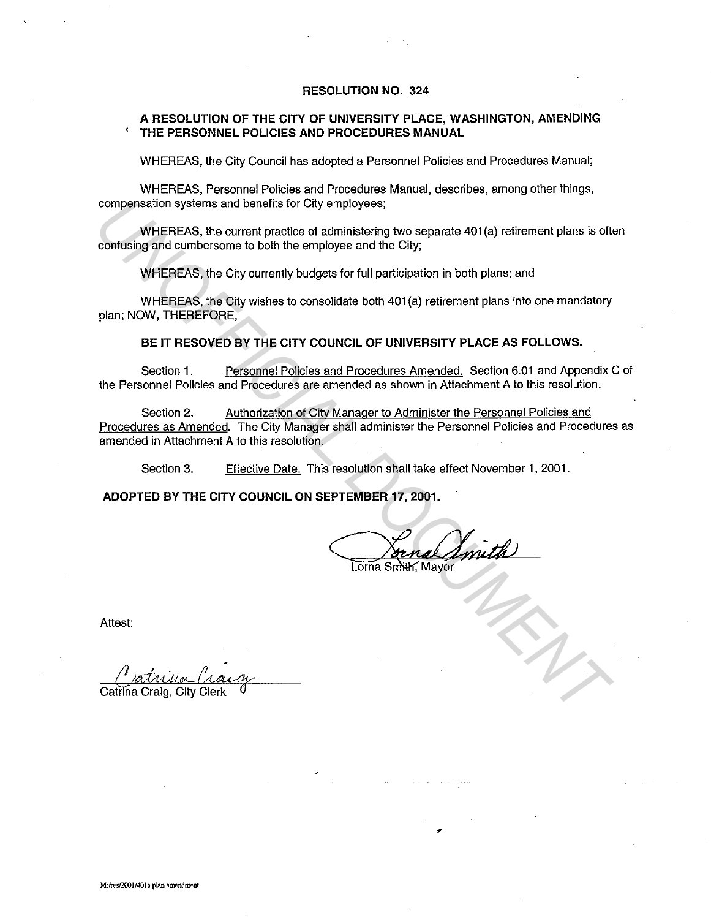# RESOLUTION NO. 324

## A RESOLUTION OF THE CITY OF UNIVERSITY PLACE, WASHINGTON, AMENDING THE PERSONNEL POLICIES AND PROCEDURES MANUAL

WHEREAS, the City Council has adopted a Personnel Policies and Procedures Manual;

WHEREAS, Personnel Policies and Procedures Manual, describes, among other things, compensation systems and benefits for City employees;

WHEREAS, the current practice of administering two separate 401(a) retirement plans is often confusing and cumbersome to both the employee and the City;

WHEREAS, the City currently budgets for full participation in both plans; and

WHEREAS, the City wishes to consolidate both 401(a) retirement plans into one mandatory plan; NOW, THEREFORE,

**BE IT RESOVED BY THE CITY COUNCIL OF UNIVERSITY PLACE AS FOLLOWS.**

Section 1. Personnel Policies and Procedures Amended. Section 6.01 and Appendix C of the Personnel Policies and Procedures are amended as shown in Attachment A to this resolution.

Section 2. Authorization of City Manager to Administer the Personnel Policies and Procedures as Amended. The City Manager shall administer the Personnel Policies and Procedures as amended in Attachment A to this resolution.

Section 3. Effective Date. This resolution shall take effect November 1, 2001.

**ADOPTED BY THE CITY COUNCIL ON SEPTEMBER 17, 2001.**

Lorna Smith, Mayor

Attest:

Catrina Craig, City Clerk

M:/res/2001/401a plan amendment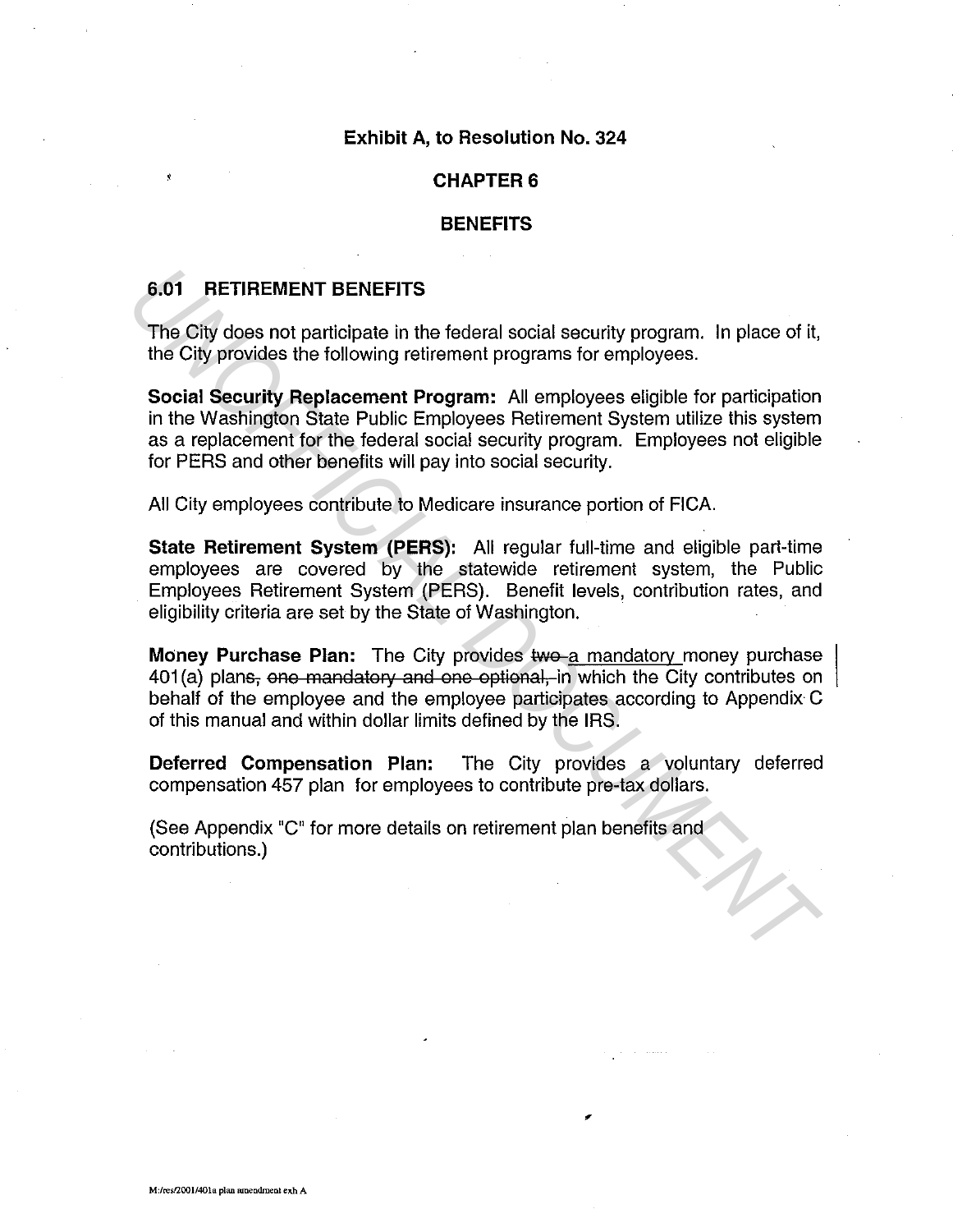**Exhibit A, to Resolution No. 324**

# CHAPTER 6

# BENEFITS

## 6.01 RETIREMENT BENEFITS

The City does not participate in the federal social security program. In place of it, the City provides the following retirement programs for employees.

**Social Security Replacement Program:** All employees eligible for participation in the Washington State Public Employees Retirement System utilize this system as a replacement for the federal social security program. Employees not eligible for PERS and other benefits will pay into social security.

All City employees contribute to Medicare insurance portion of FICA.

**State Retirement System (PERS):** All regular full-time and eligible part-time employees are covered by the statewide retirement system, the Public Employees Retirement System (PERS). Benefit levels, contribution rates, and eligibility criteria are set by the State of Washington.

**Money Purchase Plan:** The City provides ~~two~~ <u>a mandatory</u> money purchase 401(a) plan~~s, one mandatory and one optional,~~ in which the City contributes on behalf of the employee and the employee participates according to Appendix C of this manual and within dollar limits defined by the IRS.

**Deferred Compensation Plan:** The City provides a voluntary deferred compensation 457 plan for employees to contribute pre-tax dollars.

(See Appendix "C" for more details on retirement plan benefits and contributions.)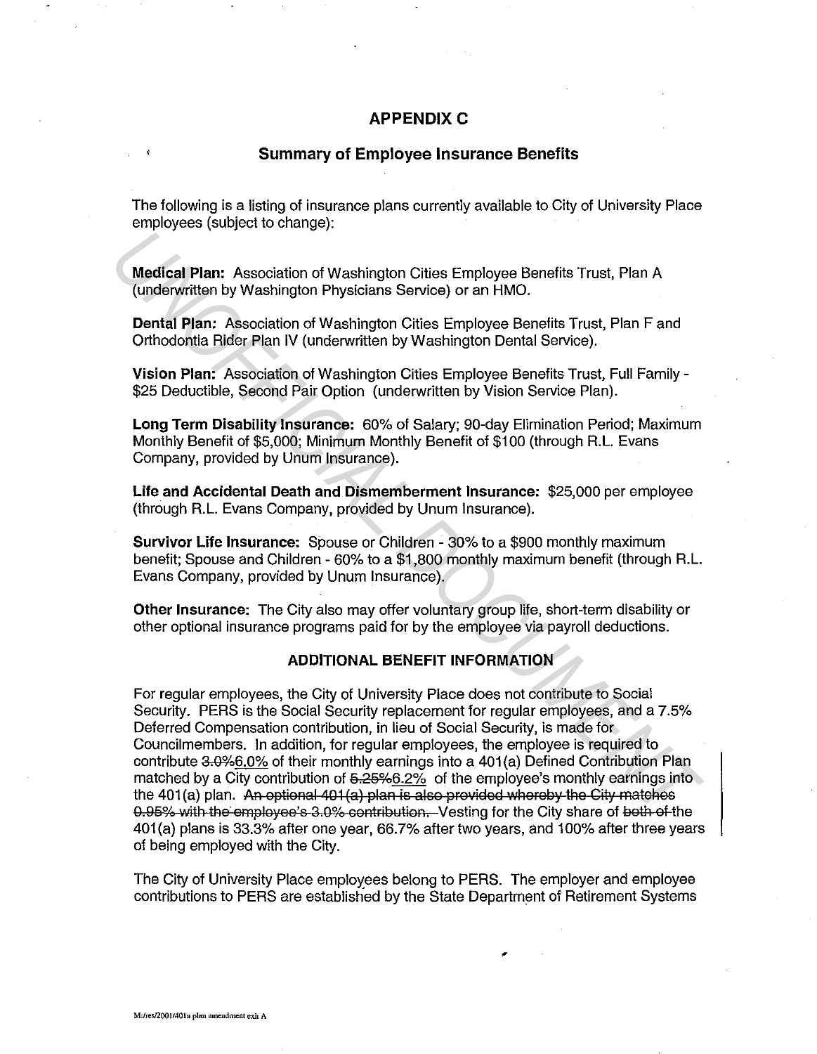# APPENDIX C

## Summary of Employee Insurance Benefits

The following is a listing of insurance plans currently available to City of University Place employees (subject to change):

**Medical Plan:** Association of Washington Cities Employee Benefits Trust, Plan A (underwritten by Washington Physicians Service) or an HMO.

**Dental Plan:** Association of Washington Cities Employee Benefits Trust, Plan F and Orthodontia Rider Plan IV (underwritten by Washington Dental Service).

**Vision Plan:** Association of Washington Cities Employee Benefits Trust, Full Family - $25 Deductible, Second Pair Option (underwritten by Vision Service Plan).

**Long Term Disability Insurance:** 60% of Salary; 90-day Elimination Period; Maximum Monthly Benefit of $5,000; Minimum Monthly Benefit of $100 (through R.L. Evans Company, provided by Unum Insurance).

**Life and Accidental Death and Dismemberment Insurance:** $25,000 per employee (through R.L. Evans Company, provided by Unum Insurance).

**Survivor Life Insurance:** Spouse or Children - 30% to a $900 monthly maximum benefit; Spouse and Children - 60% to a $1,800 monthly maximum benefit (through R.L. Evans Company, provided by Unum Insurance).

**Other Insurance:** The City also may offer voluntary group life, short-term disability or other optional insurance programs paid for by the employee via payroll deductions.

### ADDITIONAL BENEFIT INFORMATION

For regular employees, the City of University Place does not contribute to Social Security. PERS is the Social Security replacement for regular employees, and a 7.5% Deferred Compensation contribution, in lieu of Social Security, is made for Councilmembers. In addition, for regular employees, the employee is required to contribute ~~3.0%~~6.0% of their monthly earnings into a 401(a) Defined Contribution Plan matched by a City contribution of ~~5.25%~~6.2% of the employee's monthly earnings into the 401(a) plan. ~~An optional 401(a) plan is also provided whereby the City matches 0.95% with the employee's 3.0% contribution.~~ Vesting for the City share of ~~both of~~ the 401(a) plans is 33.3% after one year, 66.7% after two years, and 100% after three years of being employed with the City.

The City of University Place employees belong to PERS. The employer and employee contributions to PERS are established by the State Department of Retirement Systems